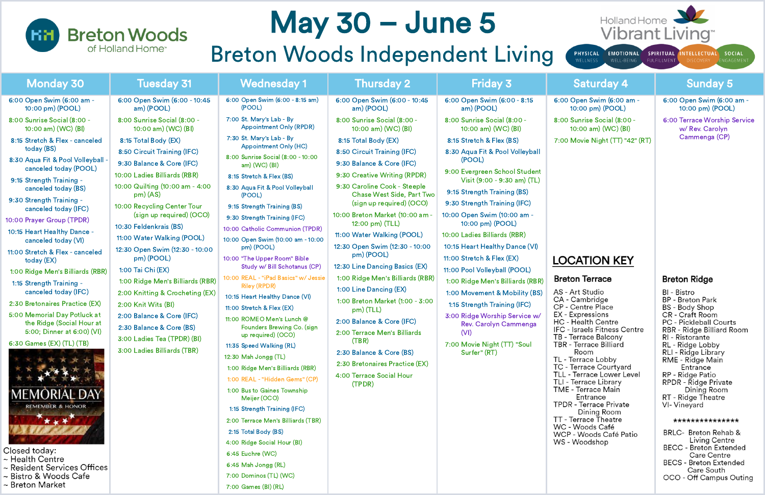# May 30 – June 5

## Breton Woods Independent Living

Breton Woods of Holland Home

Holland Home Vibrant Living™ — PHYSICAL WELLNESS | EMOTIONAL WELL-BEING | SPIRITUAL FULFILLMENT | INTELLECTUAL DISCOVERY | SOCIAL ENGAGEMENT

### Monday 30

- 6:00 Open Swim (6:00 am - 10:00 pm) (POOL)
- 8:00 Sunrise Social (8:00 - 10:00 am) (WC) (BI)
- 8:15 Stretch & Flex - canceled today (BS)
- 8:30 Aqua Fit & Pool Volleyball - canceled today (POOL)
- 9:15 Strength Training - canceled today (BS)
- 9:30 Strength Training - canceled today (IFC)
- 10:00 Prayer Group (TPDR)
- 10:15 Heart Healthy Dance - canceled today (VI)
- 11:00 Stretch & Flex - canceled today (EX)
- 1:00 Ridge Men's Billiards (RBR)
- 1:15 Strength Training - canceled today (IFC)
- 2:30 Bretonaires Practice (EX)
- 5:00 Memorial Day Potluck at the Ridge (Social Hour at 5:00; Dinner at 6:00) (VI)
- 6:30 Games (EX) (TL) (TB)

MEMORIAL DAY — REMEMBER & HONOR

Closed today:
- ~ Health Centre
- ~ Resident Services Offices
- ~ Bistro & Woods Cafe
- ~ Breton Market

### Tuesday 31

- 6:00 Open Swim (6:00 - 10:45 am) (POOL)
- 8:00 Sunrise Social (8:00 - 10:00 am) (WC) (BI)
- 8:15 Total Body (EX)
- 8:50 Circuit Training (IFC)
- 9:30 Balance & Core (IFC)
- 10:00 Ladies Billiards (RBR)
- 10:00 Quilting (10:00 am - 4:00 pm) (AS)
- 10:00 Recycling Center Tour (sign up required) (OCO)
- 10:30 Feldenkrais (BS)
- 11:00 Water Walking (POOL)
- 12:30 Open Swim (12:30 - 10:00 pm) (POOL)
- 1:00 Tai Chi (EX)
- 1:00 Ridge Men's Billiards (RBR)
- 2:00 Knitting & Crocheting (EX)
- 2:00 Knit Wits (BI)
- 2:00 Balance & Core (IFC)
- 2:30 Balance & Core (BS)
- 3:00 Ladies Tea (TPDR) (BI)
- 3:00 Ladies Billiards (TBR)

### Wednesday 1

- 6:00 Open Swim (6:00 - 8:15 am) (POOL)
- 7:00 St. Mary's Lab - By Appointment Only (RPDR)
- 7:30 St. Mary's Lab - By Appointment Only (HC)
- 8:00 Sunrise Social (8:00 - 10:00 am) (WC) (BI)
- 8:15 Stretch & Flex (BS)
- 8:30 Aqua Fit & Pool Volleyball (POOL)
- 9:15 Strength Training (BS)
- 9:30 Strength Training (IFC)
- 10:00 Catholic Communion (TPDR)
- 10:00 Open Swim (10:00 am - 10:00 pm) (POOL)
- 10:00 "The Upper Room" Bible Study w/ Bill Schotanus (CP)
- 10:00 REAL - "iPad Basics" w/ Jessie Riley (RPDR)
- 10:15 Heart Healthy Dance (VI)
- 11:00 Stretch & Flex (EX)
- 11:00 ROMEO Men's Lunch @ Founders Brewing Co. (sign up required) (OCO)
- 11:35 Speed Walking (RL)
- 12:30 Mah Jongg (TL)
- 1:00 Ridge Men's Billiards (RBR)
- 1:00 REAL - "Hidden Gems" (CP)
- 1:00 Bus to Gaines Township Meijer (OCO)
- 1:15 Strength Training (IFC)
- 2:00 Terrace Men's Billiards (TBR)
- 2:15 Total Body (BS)
- 4:00 Ridge Social Hour (BI)
- 6:45 Euchre (WC)
- 6:45 Mah Jongg (RL)
- 7:00 Dominos (TL) (WC)
- 7:00 Games (BI) (RL)

### Thursday 2

- 6:00 Open Swim (6:00 - 10:45 am) (POOL)
- 8:00 Sunrise Social (8:00 - 10:00 am) (WC) (BI)
- 8:15 Total Body (EX)
- 8:50 Circuit Training (IFC)
- 9:30 Balance & Core (IFC)
- 9:30 Creative Writing (RPDR)
- 9:30 Caroline Cook - Steeple Chase West Side, Part Two (sign up required) (OCO)
- 10:00 Breton Market (10:00 am - 12:00 pm) (TLL)
- 11:00 Water Walking (POOL)
- 12:30 Open Swim (12:30 - 10:00 pm) (POOL)
- 12:30 Line Dancing Basics (EX)
- 1:00 Ridge Men's Billiards (RBR)
- 1:00 Line Dancing (EX)
- 1:00 Breton Market (1:00 - 3:00 pm) (TLL)
- 2:00 Balance & Core (IFC)
- 2:00 Terrace Men's Billiards (TBR)
- 2:30 Balance & Core (BS)
- 2:30 Bretonaires Practice (EX)
- 4:00 Terrace Social Hour (TPDR)

### Friday 3

- 6:00 Open Swim (6:00 - 8:15 am) (POOL)
- 8:00 Sunrise Social (8:00 - 10:00 am) (WC) (BI)
- 8:15 Stretch & Flex (BS)
- 8:30 Aqua Fit & Pool Volleyball (POOL)
- 9:00 Evergreen School Student Visit (9:00 - 9:30 am) (TL)
- 9:15 Strength Training (BS)
- 9:30 Strength Training (IFC)
- 10:00 Open Swim (10:00 am - 10:00 pm) (POOL)
- 10:00 Ladies Billiards (RBR)
- 10:15 Heart Healthy Dance (VI)
- 11:00 Stretch & Flex (EX)
- 11:00 Pool Volleyball (POOL)
- 1:00 Ridge Men's Billiards (RBR)
- 1:00 Movement & Mobility (BS)
- 1:15 Strength Training (IFC)
- 3:00 Ridge Worship Service w/ Rev. Carolyn Cammenga (VI)
- 7:00 Movie Night (TT) "Soul Surfer" (RT)

### Saturday 4

- 6:00 Open Swim (6:00 am - 10:00 pm) (POOL)
- 8:00 Sunrise Social (8:00 - 10:00 am) (WC) (BI)
- 7:00 Movie Night (TT) "42" (RT)

### Sunday 5

- 6:00 Open Swim (6:00 am - 10:00 pm) (POOL)
- 6:00 Terrace Worship Service w/ Rev. Carolyn Cammenga (CP)

## LOCATION KEY

### Breton Terrace

- AS - Art Studio
- CA - Cambridge
- CP - Centre Place
- EX - Expressions
- HC - Health Centre
- IFC - Israels Fitness Centre
- TB - Terrace Balcony
- TBR - Terrace Billiard Room
- TL - Terrace Lobby
- TC - Terrace Courtyard
- TLL - Terrace Lower Level
- TLI - Terrace Library
- TME - Terrace Main Entrance
- TPDR - Terrace Private Dining Room
- TT - Terrace Theatre
- WC - Woods Café
- WCP - Woods Café Patio
- WS - Woodshop

### Breton Ridge

- BI - Bistro
- BP - Breton Park
- BS - Body Shop
- CR - Craft Room
- PC - Pickleball Courts
- RBR - Ridge Billiard Room
- RI - Ristorante
- RL - Ridge Lobby
- RLI - Ridge Library
- RME - Ridge Main Entrance
- RP - Ridge Patio
- RPDR - Ridge Private Dining Room
- RT - Ridge Theatre
- VI- Vineyard

***************

- BRLC- Breton Rehab & Living Centre
- BECC - Breton Extended Care Centre
- BECS - Breton Extended Care South
- OCO - Off Campus Outing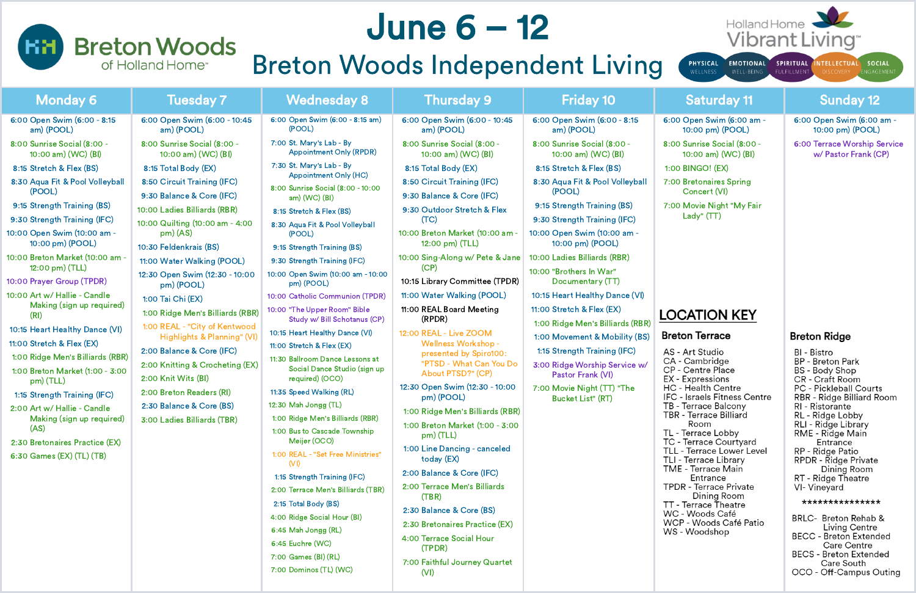Breton Woods of Holland Home

# June 6 – 12

## Breton Woods Independent Living

Holland Home Vibrant Living™

PHYSICAL WELLNESS · EMOTIONAL WELL-BEING · SPIRITUAL FULFILLMENT · INTELLECTUAL DISCOVERY · SOCIAL ENGAGEMENT

### Monday 6

- 6:00 Open Swim (6:00 - 8:15 am) (POOL)
- 8:00 Sunrise Social (8:00 - 10:00 am) (WC) (BI)
- 8:15 Stretch & Flex (BS)
- 8:30 Aqua Fit & Pool Volleyball (POOL)
- 9:15 Strength Training (BS)
- 9:30 Strength Training (IFC)
- 10:00 Open Swim (10:00 am - 10:00 pm) (POOL)
- 10:00 Breton Market (10:00 am - 12:00 pm) (TLL)
- 10:00 Prayer Group (TPDR)
- 10:00 Art w/ Hallie - Candle Making (sign up required) (RI)
- 10:15 Heart Healthy Dance (VI)
- 11:00 Stretch & Flex (EX)
- 1:00 Ridge Men's Billiards (RBR)
- 1:00 Breton Market (1:00 - 3:00 pm) (TLL)
- 1:15 Strength Training (IFC)
- 2:00 Art w/ Hallie - Candle Making (sign up required) (AS)
- 2:30 Bretonaires Practice (EX)
- 6:30 Games (EX) (TL) (TB)

### Tuesday 7

- 6:00 Open Swim (6:00 - 10:45 am) (POOL)
- 8:00 Sunrise Social (8:00 - 10:00 am) (WC) (BI)
- 8:15 Total Body (EX)
- 8:50 Circuit Training (IFC)
- 9:30 Balance & Core (IFC)
- 10:00 Ladies Billiards (RBR)
- 10:00 Quilting (10:00 am - 4:00 pm) (AS)
- 10:30 Feldenkrais (BS)
- 11:00 Water Walking (POOL)
- 12:30 Open Swim (12:30 - 10:00 pm) (POOL)
- 1:00 Tai Chi (EX)
- 1:00 Ridge Men's Billiards (RBR)
- 1:00 REAL - "City of Kentwood Highlights & Planning" (VI)
- 2:00 Balance & Core (IFC)
- 2:00 Knitting & Crocheting (EX)
- 2:00 Knit Wits (BI)
- 2:00 Breton Readers (RI)
- 2:30 Balance & Core (BS)
- 3:00 Ladies Billiards (TBR)

### Wednesday 8

- 6:00 Open Swim (6:00 - 8:15 am) (POOL)
- 7:00 St. Mary's Lab - By Appointment Only (RPDR)
- 7:30 St. Mary's Lab - By Appointment Only (HC)
- 8:00 Sunrise Social (8:00 - 10:00 am) (WC) (BI)
- 8:15 Stretch & Flex (BS)
- 8:30 Aqua Fit & Pool Volleyball (POOL)
- 9:15 Strength Training (BS)
- 9:30 Strength Training (IFC)
- 10:00 Open Swim (10:00 am - 10:00 pm) (POOL)
- 10:00 Catholic Communion (TPDR)
- 10:00 "The Upper Room" Bible Study w/ Bill Schotanus (CP)
- 10:15 Heart Healthy Dance (VI)
- 11:00 Stretch & Flex (EX)
- 11:30 Ballroom Dance Lessons at Social Dance Studio (sign up required) (OCO)
- 11:35 Speed Walking (RL)
- 12:30 Mah Jongg (TL)
- 1:00 Ridge Men's Billiards (RBR)
- 1:00 Bus to Cascade Township Meijer (OCO)
- 1:00 REAL - "Set Free Ministries" (VI)
- 1:15 Strength Training (IFC)
- 2:00 Terrace Men's Billiards (TBR)
- 2:15 Total Body (BS)
- 4:00 Ridge Social Hour (BI)
- 6:45 Mah Jongg (RL)
- 6:45 Euchre (WC)
- 7:00 Games (BI) (RL)
- 7:00 Dominos (TL) (WC)

### Thursday 9

- 6:00 Open Swim (6:00 - 10:45 am) (POOL)
- 8:00 Sunrise Social (8:00 - 10:00 am) (WC) (BI)
- 8:15 Total Body (EX)
- 8:50 Circuit Training (IFC)
- 9:30 Balance & Core (IFC)
- 9:30 Outdoor Stretch & Flex (TC)
- 10:00 Breton Market (10:00 am - 12:00 pm) (TLL)
- 10:00 Sing-Along w/ Pete & Jane (CP)
- 10:15 Library Committee (TPDR)
- 11:00 Water Walking (POOL)
- 11:00 REAL Board Meeting (RPDR)
- 12:00 REAL - Live ZOOM Wellness Workshop - presented by Spiro100: "PTSD - What Can You Do About PTSD?" (CP)
- 12:30 Open Swim (12:30 - 10:00 pm) (POOL)
- 1:00 Ridge Men's Billiards (RBR)
- 1:00 Breton Market (1:00 - 3:00 pm) (TLL)
- 1:00 Line Dancing - canceled today (EX)
- 2:00 Balance & Core (IFC)
- 2:00 Terrace Men's Billiards (TBR)
- 2:30 Balance & Core (BS)
- 2:30 Bretonaires Practice (EX)
- 4:00 Terrace Social Hour (TPDR)
- 7:00 Faithful Journey Quartet (VI)

### Friday 10

- 6:00 Open Swim (6:00 - 8:15 am) (POOL)
- 8:00 Sunrise Social (8:00 - 10:00 am) (WC) (BI)
- 8:15 Stretch & Flex (BS)
- 8:30 Aqua Fit & Pool Volleyball (POOL)
- 9:15 Strength Training (BS)
- 9:30 Strength Training (IFC)
- 10:00 Open Swim (10:00 am - 10:00 pm) (POOL)
- 10:00 Ladies Billiards (RBR)
- 10:00 "Brothers In War" Documentary (TT)
- 10:15 Heart Healthy Dance (VI)
- 11:00 Stretch & Flex (EX)
- 1:00 Ridge Men's Billiards (RBR)
- 1:00 Movement & Mobility (BS)
- 1:15 Strength Training (IFC)
- 3:00 Ridge Worship Service w/ Pastor Frank (VI)
- 7:00 Movie Night (TT) "The Bucket List" (RT)

### Saturday 11

- 6:00 Open Swim (6:00 am - 10:00 pm) (POOL)
- 8:00 Sunrise Social (8:00 - 10:00 am) (WC) (BI)
- 1:00 BINGO! (EX)
- 7:00 Bretonaires Spring Concert (VI)
- 7:00 Movie Night "My Fair Lady" (TT)

### Sunday 12

- 6:00 Open Swim (6:00 am - 10:00 pm) (POOL)
- 6:00 Terrace Worship Service w/ Pastor Frank (CP)

## LOCATION KEY

### Breton Terrace

- AS - Art Studio
- CA - Cambridge
- CP - Centre Place
- EX - Expressions
- HC - Health Centre
- IFC - Israels Fitness Centre
- TB - Terrace Balcony
- TBR - Terrace Billiard Room
- TL - Terrace Lobby
- TC - Terrace Courtyard
- TLL - Terrace Lower Level
- TLI - Terrace Library
- TME - Terrace Main Entrance
- TPDR - Terrace Private Dining Room
- TT - Terrace Theatre
- WC - Woods Café
- WCP - Woods Café Patio
- WS - Woodshop

### Breton Ridge

- BI - Bistro
- BP - Breton Park
- BS - Body Shop
- CR - Craft Room
- PC - Pickleball Courts
- RBR - Ridge Billiard Room
- RI - Ristorante
- RL - Ridge Lobby
- RLI - Ridge Library
- RME - Ridge Main Entrance
- RP - Ridge Patio
- RPDR - Ridge Private Dining Room
- RT - Ridge Theatre
- VI- Vineyard

***************

- BRLC- Breton Rehab & Living Centre
- BECC - Breton Extended Care Centre
- BECS - Breton Extended Care South
- OCO - Off-Campus Outing